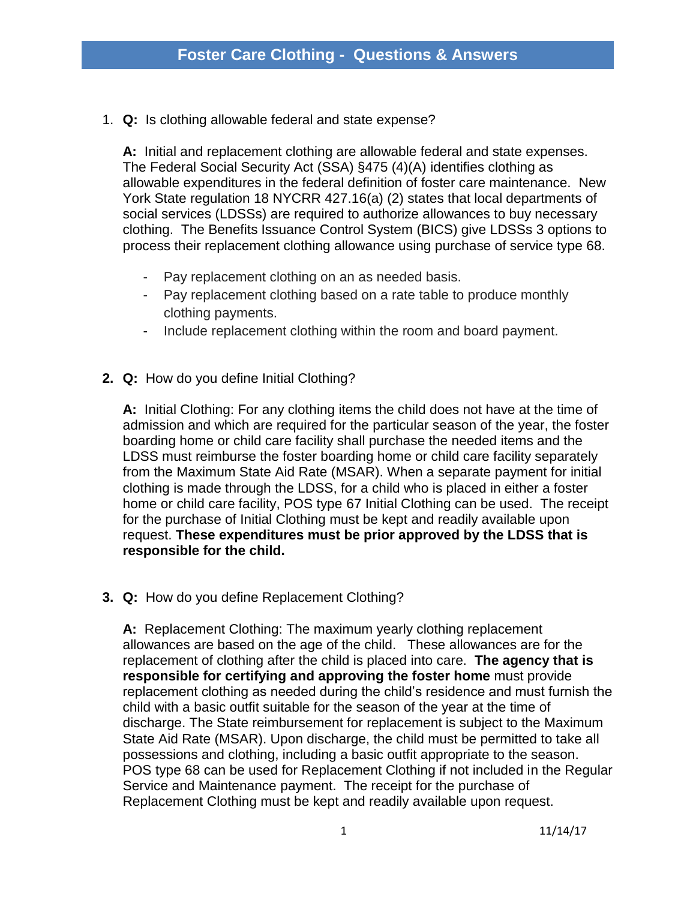# Foster Care Clothing - Questions & Answers

1. **Q:** Is clothing allowable federal and state expense?

   **A:** Initial and replacement clothing are allowable federal and state expenses. The Federal Social Security Act (SSA) §475 (4)(A) identifies clothing as allowable expenditures in the federal definition of foster care maintenance. New York State regulation 18 NYCRR 427.16(a) (2) states that local departments of social services (LDSSs) are required to authorize allowances to buy necessary clothing. The Benefits Issuance Control System (BICS) give LDSSs 3 options to process their replacement clothing allowance using purchase of service type 68.

   - Pay replacement clothing on an as needed basis.
   - Pay replacement clothing based on a rate table to produce monthly clothing payments.
   - Include replacement clothing within the room and board payment.

2. **Q:** How do you define Initial Clothing?

   **A:** Initial Clothing: For any clothing items the child does not have at the time of admission and which are required for the particular season of the year, the foster boarding home or child care facility shall purchase the needed items and the LDSS must reimburse the foster boarding home or child care facility separately from the Maximum State Aid Rate (MSAR). When a separate payment for initial clothing is made through the LDSS, for a child who is placed in either a foster home or child care facility, POS type 67 Initial Clothing can be used. The receipt for the purchase of Initial Clothing must be kept and readily available upon request. **These expenditures must be prior approved by the LDSS that is responsible for the child.**

3. **Q:** How do you define Replacement Clothing?

   **A:** Replacement Clothing: The maximum yearly clothing replacement allowances are based on the age of the child. These allowances are for the replacement of clothing after the child is placed into care. **The agency that is responsible for certifying and approving the foster home** must provide replacement clothing as needed during the child's residence and must furnish the child with a basic outfit suitable for the season of the year at the time of discharge. The State reimbursement for replacement is subject to the Maximum State Aid Rate (MSAR). Upon discharge, the child must be permitted to take all possessions and clothing, including a basic outfit appropriate to the season. POS type 68 can be used for Replacement Clothing if not included in the Regular Service and Maintenance payment. The receipt for the purchase of Replacement Clothing must be kept and readily available upon request.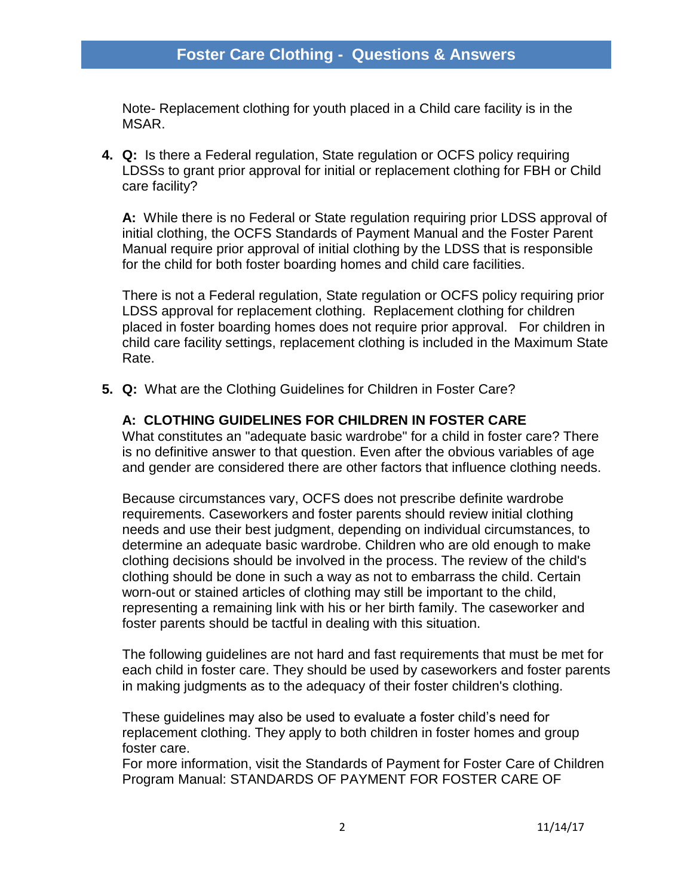Note- Replacement clothing for youth placed in a Child care facility is in the MSAR.

4. **Q:** Is there a Federal regulation, State regulation or OCFS policy requiring LDSSs to grant prior approval for initial or replacement clothing for FBH or Child care facility?

   **A:** While there is no Federal or State regulation requiring prior LDSS approval of initial clothing, the OCFS Standards of Payment Manual and the Foster Parent Manual require prior approval of initial clothing by the LDSS that is responsible for the child for both foster boarding homes and child care facilities.

   There is not a Federal regulation, State regulation or OCFS policy requiring prior LDSS approval for replacement clothing. Replacement clothing for children placed in foster boarding homes does not require prior approval. For children in child care facility settings, replacement clothing is included in the Maximum State Rate.

5. **Q:** What are the Clothing Guidelines for Children in Foster Care?

   **A: CLOTHING GUIDELINES FOR CHILDREN IN FOSTER CARE**
   What constitutes an "adequate basic wardrobe" for a child in foster care? There is no definitive answer to that question. Even after the obvious variables of age and gender are considered there are other factors that influence clothing needs.

   Because circumstances vary, OCFS does not prescribe definite wardrobe requirements. Caseworkers and foster parents should review initial clothing needs and use their best judgment, depending on individual circumstances, to determine an adequate basic wardrobe. Children who are old enough to make clothing decisions should be involved in the process. The review of the child's clothing should be done in such a way as not to embarrass the child. Certain worn-out or stained articles of clothing may still be important to the child, representing a remaining link with his or her birth family. The caseworker and foster parents should be tactful in dealing with this situation.

   The following guidelines are not hard and fast requirements that must be met for each child in foster care. They should be used by caseworkers and foster parents in making judgments as to the adequacy of their foster children's clothing.

   These guidelines may also be used to evaluate a foster child's need for replacement clothing. They apply to both children in foster homes and group foster care.
   For more information, visit the Standards of Payment for Foster Care of Children Program Manual: STANDARDS OF PAYMENT FOR FOSTER CARE OF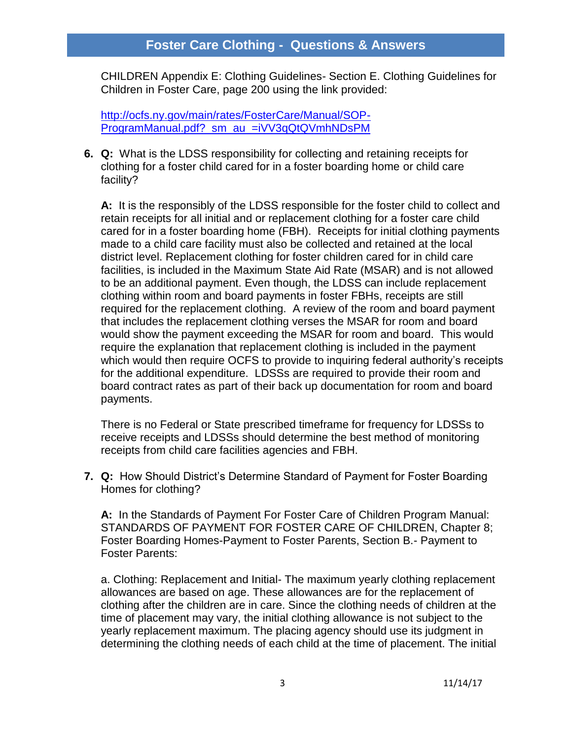CHILDREN Appendix E: Clothing Guidelines- Section E. Clothing Guidelines for Children in Foster Care, page 200 using the link provided:

[http://ocfs.ny.gov/main/rates/FosterCare/Manual/SOP-ProgramManual.pdf?_sm_au_=iVV3qQtQVmhNDsPM](http://ocfs.ny.gov/main/rates/FosterCare/Manual/SOP-ProgramManual.pdf?_sm_au_=iVV3qQtQVmhNDsPM)

6. **Q:** What is the LDSS responsibility for collecting and retaining receipts for clothing for a foster child cared for in a foster boarding home or child care facility?

   **A:** It is the responsibly of the LDSS responsible for the foster child to collect and retain receipts for all initial and or replacement clothing for a foster care child cared for in a foster boarding home (FBH). Receipts for initial clothing payments made to a child care facility must also be collected and retained at the local district level. Replacement clothing for foster children cared for in child care facilities, is included in the Maximum State Aid Rate (MSAR) and is not allowed to be an additional payment. Even though, the LDSS can include replacement clothing within room and board payments in foster FBHs, receipts are still required for the replacement clothing. A review of the room and board payment that includes the replacement clothing verses the MSAR for room and board would show the payment exceeding the MSAR for room and board. This would require the explanation that replacement clothing is included in the payment which would then require OCFS to provide to inquiring federal authority's receipts for the additional expenditure. LDSSs are required to provide their room and board contract rates as part of their back up documentation for room and board payments.

   There is no Federal or State prescribed timeframe for frequency for LDSSs to receive receipts and LDSSs should determine the best method of monitoring receipts from child care facilities agencies and FBH.

7. **Q:** How Should District's Determine Standard of Payment for Foster Boarding Homes for clothing?

   **A:** In the Standards of Payment For Foster Care of Children Program Manual: STANDARDS OF PAYMENT FOR FOSTER CARE OF CHILDREN, Chapter 8; Foster Boarding Homes-Payment to Foster Parents, Section B.- Payment to Foster Parents:

   a. Clothing: Replacement and Initial- The maximum yearly clothing replacement allowances are based on age. These allowances are for the replacement of clothing after the children are in care. Since the clothing needs of children at the time of placement may vary, the initial clothing allowance is not subject to the yearly replacement maximum. The placing agency should use its judgment in determining the clothing needs of each child at the time of placement. The initial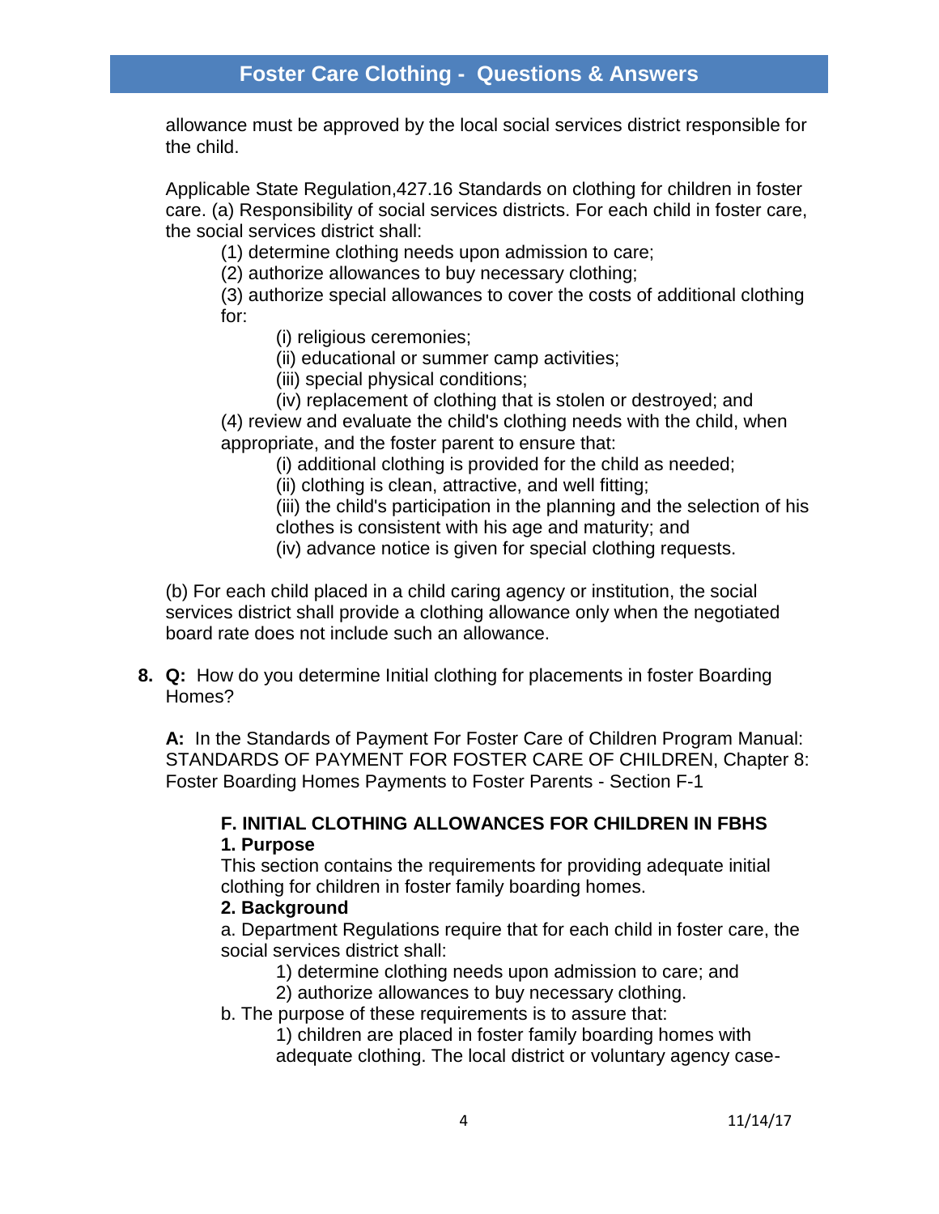allowance must be approved by the local social services district responsible for the child.

Applicable State Regulation,427.16 Standards on clothing for children in foster care. (a) Responsibility of social services districts. For each child in foster care, the social services district shall:

(1) determine clothing needs upon admission to care;

(2) authorize allowances to buy necessary clothing;

(3) authorize special allowances to cover the costs of additional clothing for:

(i) religious ceremonies;

(ii) educational or summer camp activities;

(iii) special physical conditions;

(iv) replacement of clothing that is stolen or destroyed; and

(4) review and evaluate the child's clothing needs with the child, when appropriate, and the foster parent to ensure that:

(i) additional clothing is provided for the child as needed;

(ii) clothing is clean, attractive, and well fitting;

(iii) the child's participation in the planning and the selection of his clothes is consistent with his age and maturity; and

(iv) advance notice is given for special clothing requests.

(b) For each child placed in a child caring agency or institution, the social services district shall provide a clothing allowance only when the negotiated board rate does not include such an allowance.

8. **Q:** How do you determine Initial clothing for placements in foster Boarding Homes?

**A:** In the Standards of Payment For Foster Care of Children Program Manual: STANDARDS OF PAYMENT FOR FOSTER CARE OF CHILDREN, Chapter 8: Foster Boarding Homes Payments to Foster Parents - Section F-1

**F. INITIAL CLOTHING ALLOWANCES FOR CHILDREN IN FBHS**

**1. Purpose**

This section contains the requirements for providing adequate initial clothing for children in foster family boarding homes.

**2. Background**

a. Department Regulations require that for each child in foster care, the social services district shall:

1) determine clothing needs upon admission to care; and

2) authorize allowances to buy necessary clothing.

b. The purpose of these requirements is to assure that:

1) children are placed in foster family boarding homes with adequate clothing. The local district or voluntary agency case-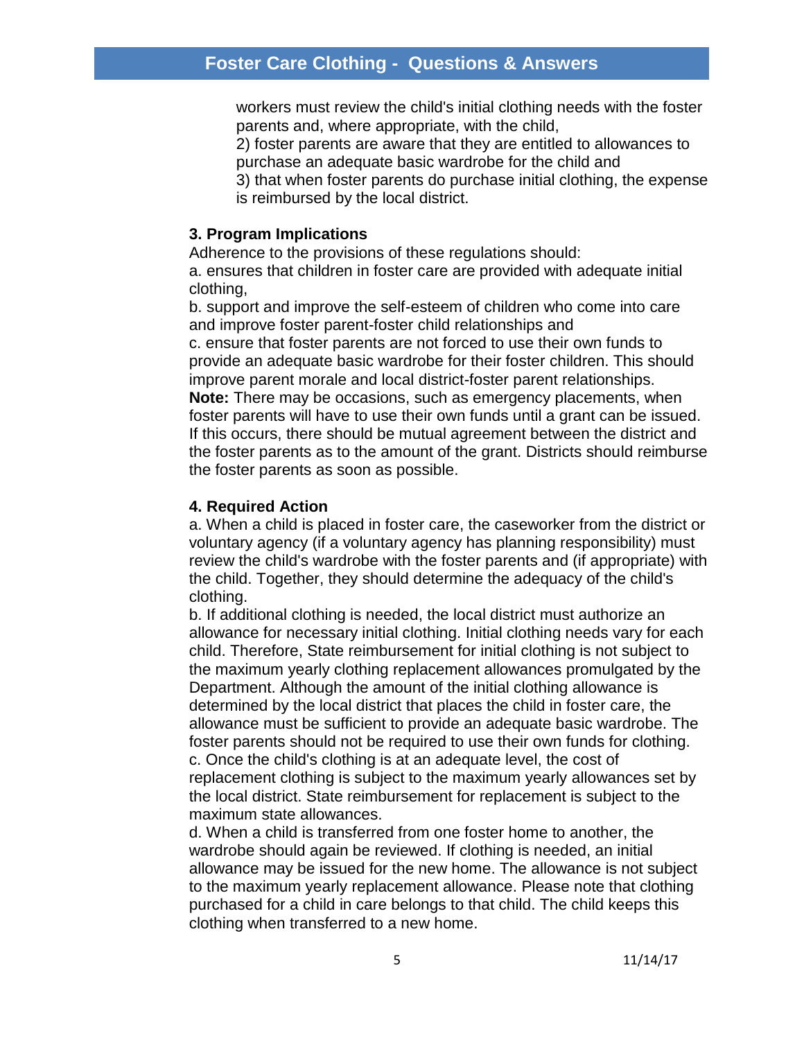workers must review the child's initial clothing needs with the foster parents and, where appropriate, with the child,

2) foster parents are aware that they are entitled to allowances to purchase an adequate basic wardrobe for the child and

3) that when foster parents do purchase initial clothing, the expense is reimbursed by the local district.

**3. Program Implications**

Adherence to the provisions of these regulations should:

a. ensures that children in foster care are provided with adequate initial clothing,

b. support and improve the self-esteem of children who come into care and improve foster parent-foster child relationships and

c. ensure that foster parents are not forced to use their own funds to provide an adequate basic wardrobe for their foster children. This should improve parent morale and local district-foster parent relationships.

**Note:** There may be occasions, such as emergency placements, when foster parents will have to use their own funds until a grant can be issued. If this occurs, there should be mutual agreement between the district and the foster parents as to the amount of the grant. Districts should reimburse the foster parents as soon as possible.

**4. Required Action**

a. When a child is placed in foster care, the caseworker from the district or voluntary agency (if a voluntary agency has planning responsibility) must review the child's wardrobe with the foster parents and (if appropriate) with the child. Together, they should determine the adequacy of the child's clothing.

b. If additional clothing is needed, the local district must authorize an allowance for necessary initial clothing. Initial clothing needs vary for each child. Therefore, State reimbursement for initial clothing is not subject to the maximum yearly clothing replacement allowances promulgated by the Department. Although the amount of the initial clothing allowance is determined by the local district that places the child in foster care, the allowance must be sufficient to provide an adequate basic wardrobe. The foster parents should not be required to use their own funds for clothing.

c. Once the child's clothing is at an adequate level, the cost of replacement clothing is subject to the maximum yearly allowances set by the local district. State reimbursement for replacement is subject to the maximum state allowances.

d. When a child is transferred from one foster home to another, the wardrobe should again be reviewed. If clothing is needed, an initial allowance may be issued for the new home. The allowance is not subject to the maximum yearly replacement allowance. Please note that clothing purchased for a child in care belongs to that child. The child keeps this clothing when transferred to a new home.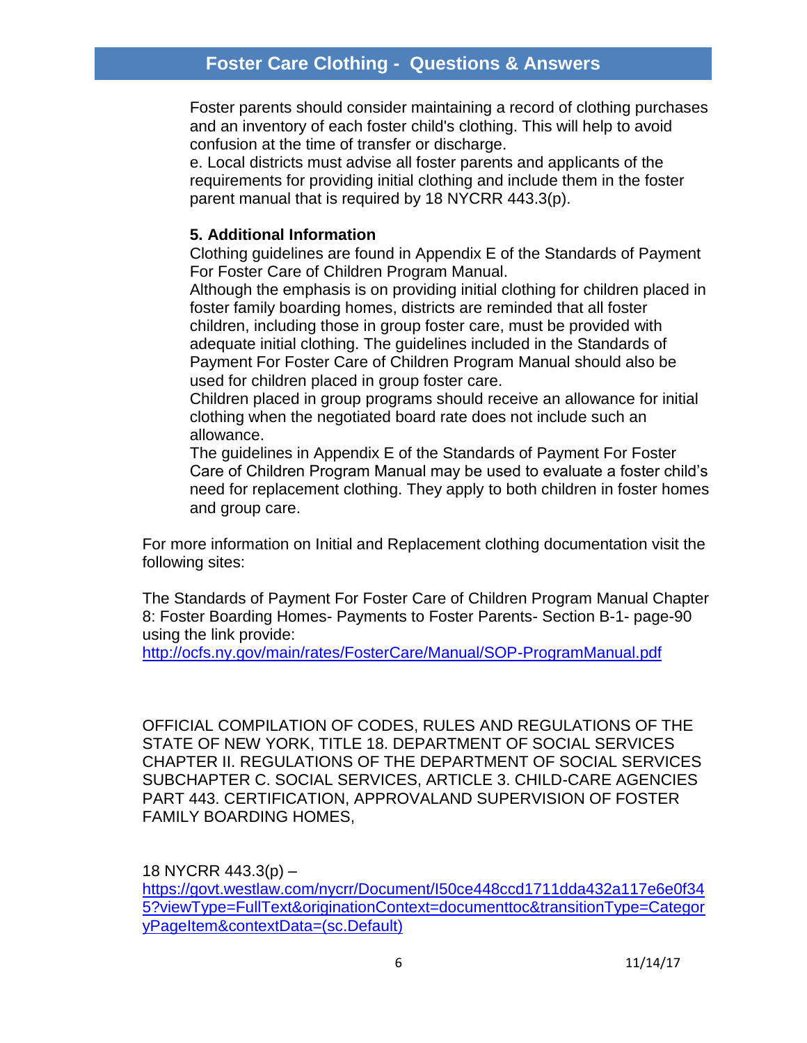Foster parents should consider maintaining a record of clothing purchases and an inventory of each foster child's clothing. This will help to avoid confusion at the time of transfer or discharge.

e. Local districts must advise all foster parents and applicants of the requirements for providing initial clothing and include them in the foster parent manual that is required by 18 NYCRR 443.3(p).

**5. Additional Information**

Clothing guidelines are found in Appendix E of the Standards of Payment For Foster Care of Children Program Manual.

Although the emphasis is on providing initial clothing for children placed in foster family boarding homes, districts are reminded that all foster children, including those in group foster care, must be provided with adequate initial clothing. The guidelines included in the Standards of Payment For Foster Care of Children Program Manual should also be used for children placed in group foster care.

Children placed in group programs should receive an allowance for initial clothing when the negotiated board rate does not include such an allowance.

The guidelines in Appendix E of the Standards of Payment For Foster Care of Children Program Manual may be used to evaluate a foster child's need for replacement clothing. They apply to both children in foster homes and group care.

For more information on Initial and Replacement clothing documentation visit the following sites:

The Standards of Payment For Foster Care of Children Program Manual Chapter 8: Foster Boarding Homes- Payments to Foster Parents- Section B-1- page-90 using the link provide:
http://ocfs.ny.gov/main/rates/FosterCare/Manual/SOP-ProgramManual.pdf

OFFICIAL COMPILATION OF CODES, RULES AND REGULATIONS OF THE STATE OF NEW YORK, TITLE 18. DEPARTMENT OF SOCIAL SERVICES CHAPTER II. REGULATIONS OF THE DEPARTMENT OF SOCIAL SERVICES SUBCHAPTER C. SOCIAL SERVICES, ARTICLE 3. CHILD-CARE AGENCIES PART 443. CERTIFICATION, APPROVALAND SUPERVISION OF FOSTER FAMILY BOARDING HOMES,

18 NYCRR 443.3(p) –
https://govt.westlaw.com/nycrr/Document/I50ce448ccd1711dda432a117e6e0f345?viewType=FullText&originationContext=documenttoc&transitionType=CategoryPageItem&contextData=(sc.Default)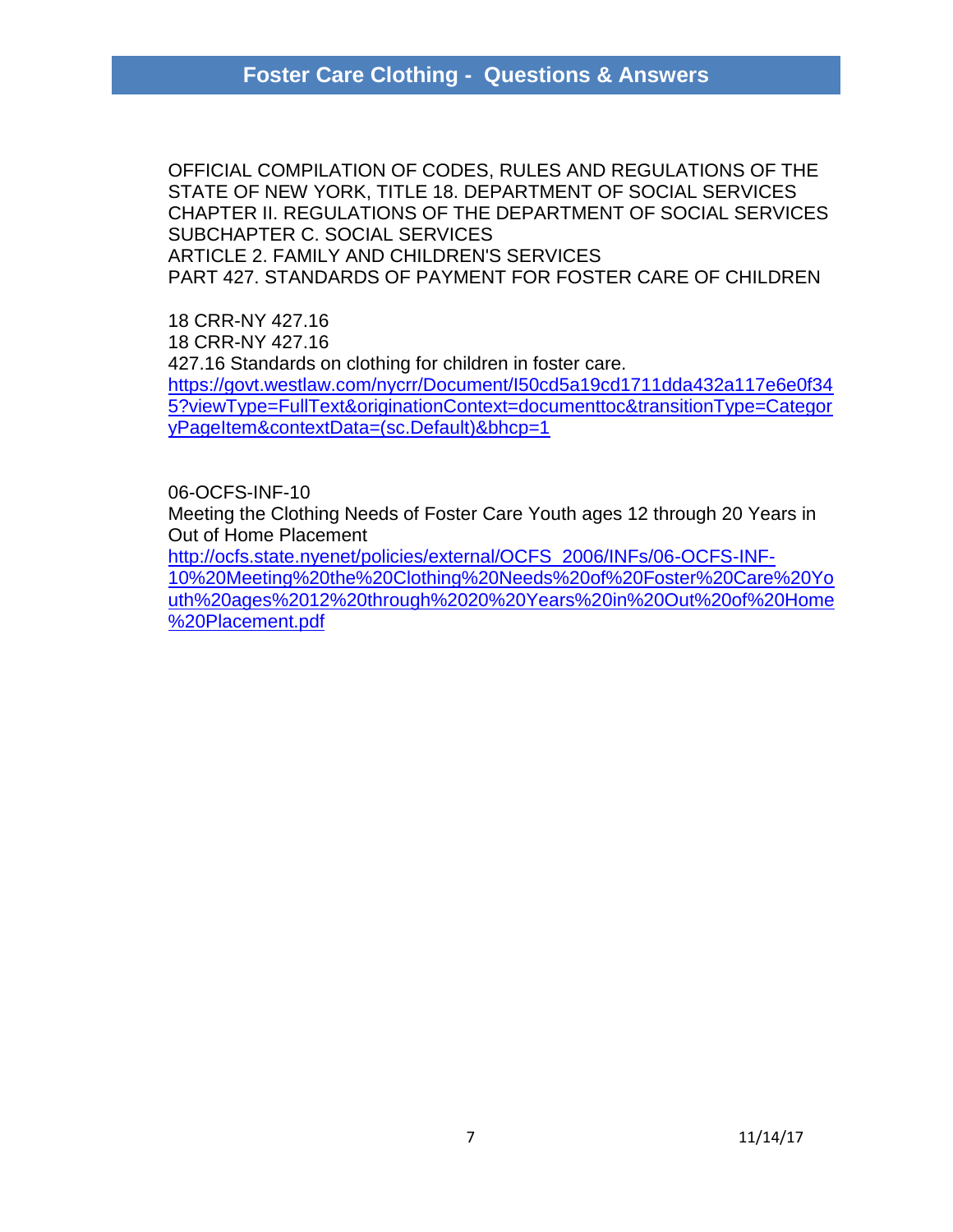OFFICIAL COMPILATION OF CODES, RULES AND REGULATIONS OF THE STATE OF NEW YORK, TITLE 18. DEPARTMENT OF SOCIAL SERVICES
CHAPTER II. REGULATIONS OF THE DEPARTMENT OF SOCIAL SERVICES
SUBCHAPTER C. SOCIAL SERVICES
ARTICLE 2. FAMILY AND CHILDREN'S SERVICES
PART 427. STANDARDS OF PAYMENT FOR FOSTER CARE OF CHILDREN

18 CRR-NY 427.16
18 CRR-NY 427.16
427.16 Standards on clothing for children in foster care.
[https://govt.westlaw.com/nycrr/Document/I50cd5a19cd1711dda432a117e6e0f345?viewType=FullText&originationContext=documenttoc&transitionType=CategoryPageItem&contextData=(sc.Default)&bhcp=1](https://govt.westlaw.com/nycrr/Document/I50cd5a19cd1711dda432a117e6e0f345?viewType=FullText&originationContext=documenttoc&transitionType=CategoryPageItem&contextData=(sc.Default)&bhcp=1)

06-OCFS-INF-10
Meeting the Clothing Needs of Foster Care Youth ages 12 through 20 Years in Out of Home Placement
[http://ocfs.state.nyenet/policies/external/OCFS_2006/INFs/06-OCFS-INF-10%20Meeting%20the%20Clothing%20Needs%20of%20Foster%20Care%20Youth%20ages%2012%20through%2020%20Years%20in%20Out%20of%20Home%20Placement.pdf](http://ocfs.state.nyenet/policies/external/OCFS_2006/INFs/06-OCFS-INF-10%20Meeting%20the%20Clothing%20Needs%20of%20Foster%20Care%20Youth%20ages%2012%20through%2020%20Years%20in%20Out%20of%20Home%20Placement.pdf)